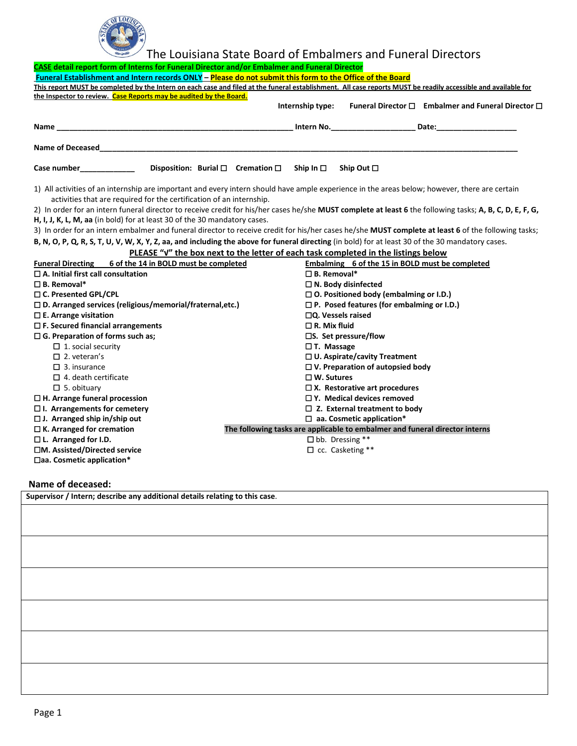# The Louisiana State Board of Embalmers and Funeral Directors

**CASE detail report form of Interns for Funeral Director and/or Embalmer and Funeral Director**

**Funeral Establishment and Intern records ONLY – Please do not submit this form to the Office of the Board**

**This report MUST be completed by the Intern on each case and filed at the funeral establishment. All case reports MUST be readily accessible and available for the Inspector to review. Case Reports may be audited by the Board.**

**Internship type:** Funeral Director ☐ Embalmer and Funeral Director ☐

**Name** ______________________________ **Intern No.**________________ **Date:**________________

**Name of Deceased**______________________________________________

**Case number**____________ **Disposition:** Burial ☐ Cremation ☐ Ship In ☐ Ship Out ☐

1) All activities of an internship are important and every intern should have ample experience in the areas below; however, there are certain activities that are required for the certification of an internship.
2) In order for an intern funeral director to receive credit for his/her cases he/she **MUST** complete at least 6 the following tasks; **A, B, C, D, E, F, G, H, I, J, K, L, M, aa** (in bold) for at least 30 of the 30 mandatory cases.
3) In order for an intern embalmer and funeral director to receive credit for his/her cases he/she **MUST complete at least 6** of the following tasks; **B, N, O, P, Q, R, S, T, U, V, W, X, Y, Z, aa, and including the above for funeral directing** (in bold) for at least 30 of the 30 mandatory cases.

**PLEASE "√" the box next to the letter of each task completed in the listings below**

**Funeral Directing 6 of the 14 in BOLD must be completed**

- ☐ **A. Initial first call consultation**
- ☐ **B. Removal***
- ☐ **C. Presented GPL/CPL**
- ☐ **D. Arranged services (religious/memorial/fraternal,etc.)**
- ☐ **E. Arrange visitation**
- ☐ **F. Secured financial arrangements**
- ☐ **G. Preparation of forms such as;**
  - ☐ 1. social security
  - ☐ 2. veteran's
  - ☐ 3. insurance
  - ☐ 4. death certificate
  - ☐ 5. obituary
- ☐ **H. Arrange funeral procession**
- ☐ **I. Arrangements for cemetery**
- ☐ **J. Arranged ship in/ship out**
- ☐ **K. Arranged for cremation**
- ☐ **L. Arranged for I.D.**
- ☐ **M. Assisted/Directed service**
- ☐ **aa. Cosmetic application***

**Embalming 6 of the 15 in BOLD must be completed**

- ☐ **B. Removal***
- ☐ **N. Body disinfected**
- ☐ **O. Positioned body (embalming or I.D.)**
- ☐ **P. Posed features (for embalming or I.D.)**
- ☐ **Q. Vessels raised**
- ☐ **R. Mix fluid**
- ☐ **S. Set pressure/flow**
- ☐ **T. Massage**
- ☐ **U. Aspirate/cavity Treatment**
- ☐ **V. Preparation of autopsied body**
- ☐ **W. Sutures**
- ☐ **X. Restorative art procedures**
- ☐ **Y. Medical devices removed**
- ☐ **Z. External treatment to body**
- ☐ **aa. Cosmetic application***

**The following tasks are applicable to embalmer and funeral director interns**

- ☐ bb. Dressing **
- ☐ cc. Casketing **

**Name of deceased:**

| Supervisor / Intern; describe any additional details relating to this case. |
|---|
| |
| |
| |
| |
| |
| |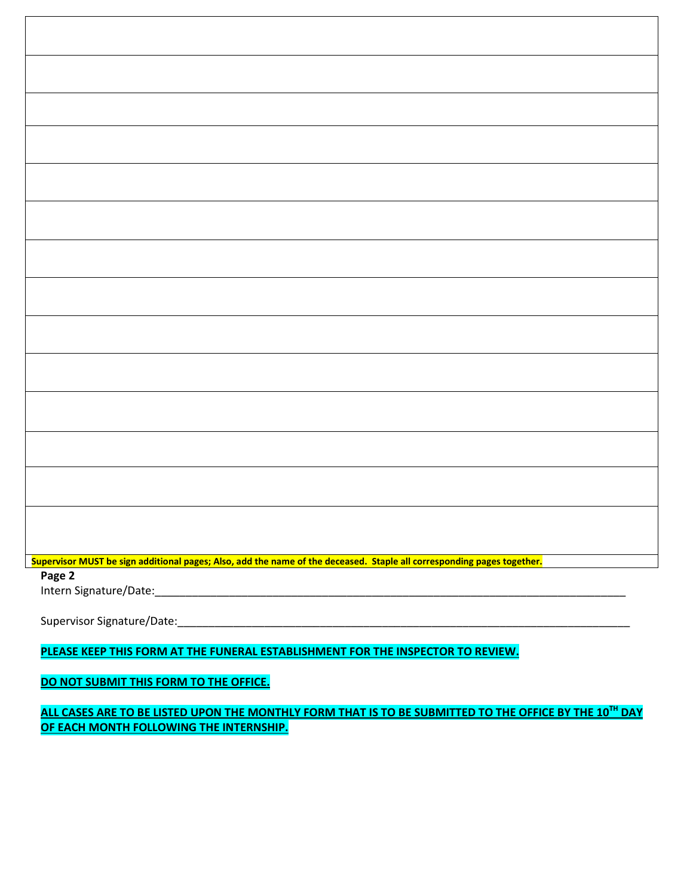| |
|---|
| |
| |
| |
| |
| |
| |
| |
| |
| |
| |
| |
| |
| |
| **Supervisor MUST be sign additional pages; Also, add the name of the deceased. Staple all corresponding pages together.** |

**Page 2**

Intern Signature/Date:_______________________________________________________________________________

Supervisor Signature/Date:____________________________________________________________________________

**PLEASE KEEP THIS FORM AT THE FUNERAL ESTABLISHMENT FOR THE INSPECTOR TO REVIEW.**

**DO NOT SUBMIT THIS FORM TO THE OFFICE.**

**ALL CASES ARE TO BE LISTED UPON THE MONTHLY FORM THAT IS TO BE SUBMITTED TO THE OFFICE BY THE 10TH DAY OF EACH MONTH FOLLOWING THE INTERNSHIP.**